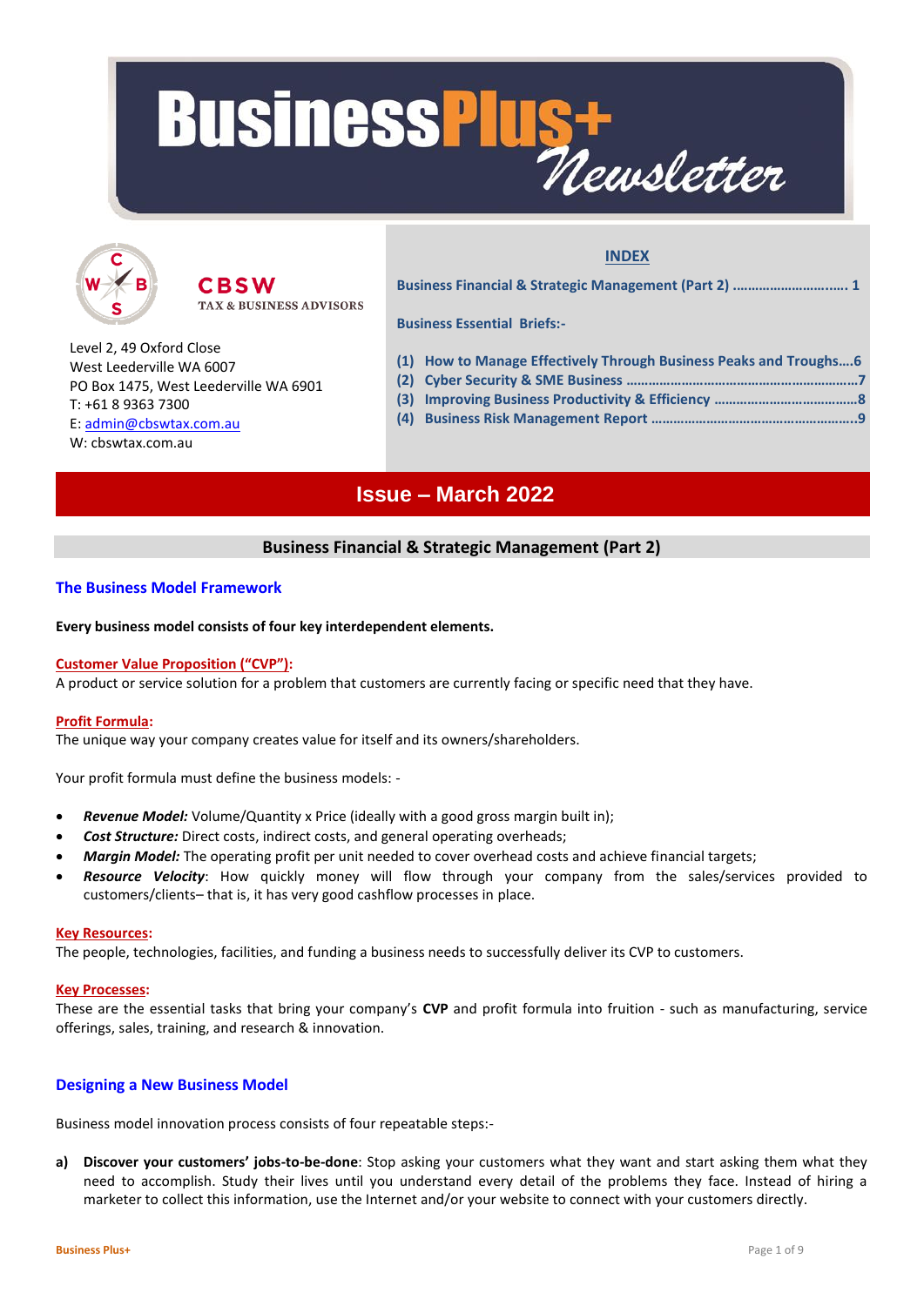# BusinessPlus+ Newsletter

**CBSW**
TAX & BUSINESS ADVISORS

Level 2, 49 Oxford Close
West Leederville WA 6007
PO Box 1475, West Leederville WA 6901
T: +61 8 9363 7300
E: admin@cbswtax.com.au
W: cbswtax.com.au

## INDEX

**Business Financial & Strategic Management (Part 2) .............................. 1**

**Business Essential Briefs:-**

**(1) How to Manage Effectively Through Business Peaks and Troughs....6**
**(2) Cyber Security & SME Business ..............................................................7**
**(3) Improving Business Productivity & Efficiency .......................................8**
**(4) Business Risk Management Report .......................................................9**

# Issue – March 2022

## Business Financial & Strategic Management (Part 2)

### The Business Model Framework

**Every business model consists of four key interdependent elements.**

**Customer Value Proposition ("CVP"):**
A product or service solution for a problem that customers are currently facing or specific need that they have.

**Profit Formula:**
The unique way your company creates value for itself and its owners/shareholders.

Your profit formula must define the business models: -

- ***Revenue Model:*** Volume/Quantity x Price (ideally with a good gross margin built in);
- ***Cost Structure:*** Direct costs, indirect costs, and general operating overheads;
- ***Margin Model:*** The operating profit per unit needed to cover overhead costs and achieve financial targets;
- ***Resource Velocity***: How quickly money will flow through your company from the sales/services provided to customers/clients– that is, it has very good cashflow processes in place.

**Key Resources:**
The people, technologies, facilities, and funding a business needs to successfully deliver its CVP to customers.

**Key Processes:**
These are the essential tasks that bring your company's **CVP** and profit formula into fruition - such as manufacturing, service offerings, sales, training, and research & innovation.

### Designing a New Business Model

Business model innovation process consists of four repeatable steps:-

a) **Discover your customers' jobs-to-be-done**: Stop asking your customers what they want and start asking them what they need to accomplish. Study their lives until you understand every detail of the problems they face. Instead of hiring a marketer to collect this information, use the Internet and/or your website to connect with your customers directly.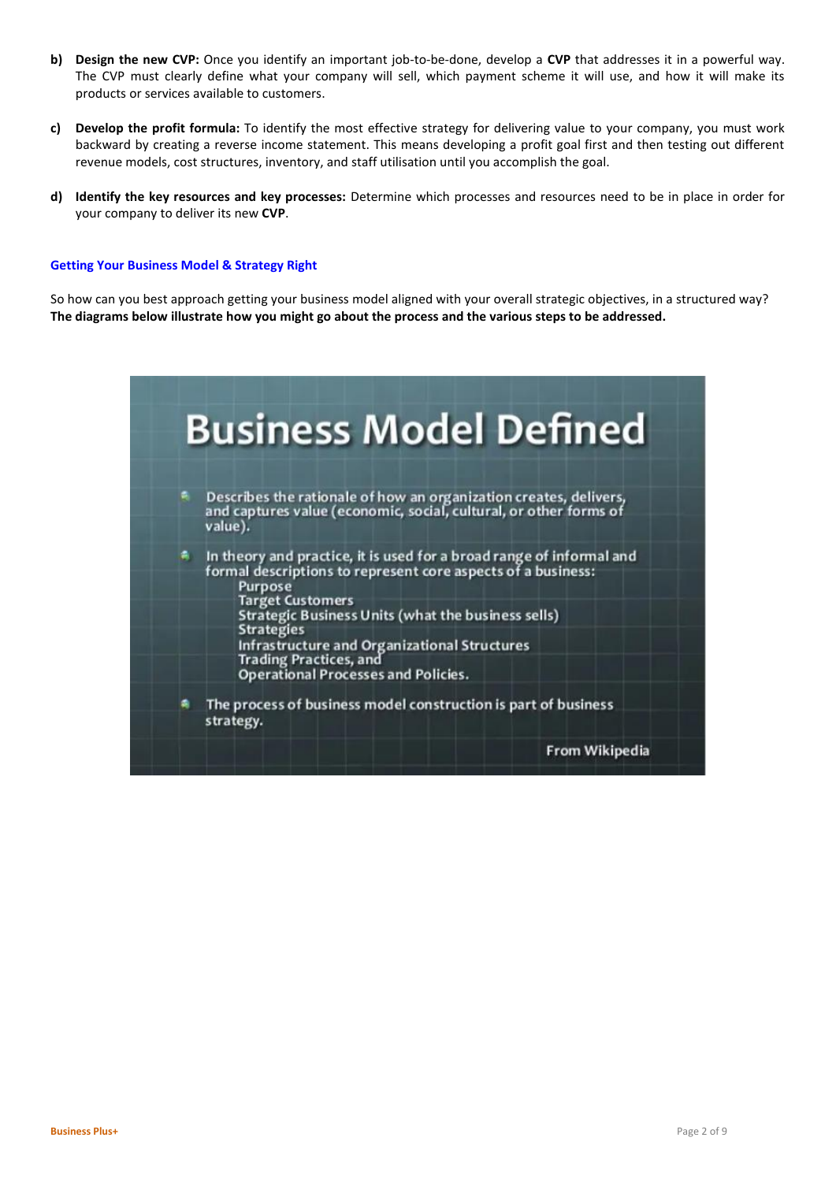b) **Design the new CVP:** Once you identify an important job-to-be-done, develop a **CVP** that addresses it in a powerful way. The CVP must clearly define what your company will sell, which payment scheme it will use, and how it will make its products or services available to customers.

c) **Develop the profit formula:** To identify the most effective strategy for delivering value to your company, you must work backward by creating a reverse income statement. This means developing a profit goal first and then testing out different revenue models, cost structures, inventory, and staff utilisation until you accomplish the goal.

d) **Identify the key resources and key processes:** Determine which processes and resources need to be in place in order for your company to deliver its new **CVP**.

### Getting Your Business Model & Strategy Right

So how can you best approach getting your business model aligned with your overall strategic objectives, in a structured way? **The diagrams below illustrate how you might go about the process and the various steps to be addressed.**

## Business Model Defined

- Describes the rationale of how an organization creates, delivers, and captures value (economic, social, cultural, or other forms of value).
- In theory and practice, it is used for a broad range of informal and formal descriptions to represent core aspects of a business:
  - Purpose
  - Target Customers
  - Strategic Business Units (what the business sells)
  - Strategies
  - Infrastructure and Organizational Structures
  - Trading Practices, and
  - Operational Processes and Policies.
- The process of business model construction is part of business strategy.

From Wikipedia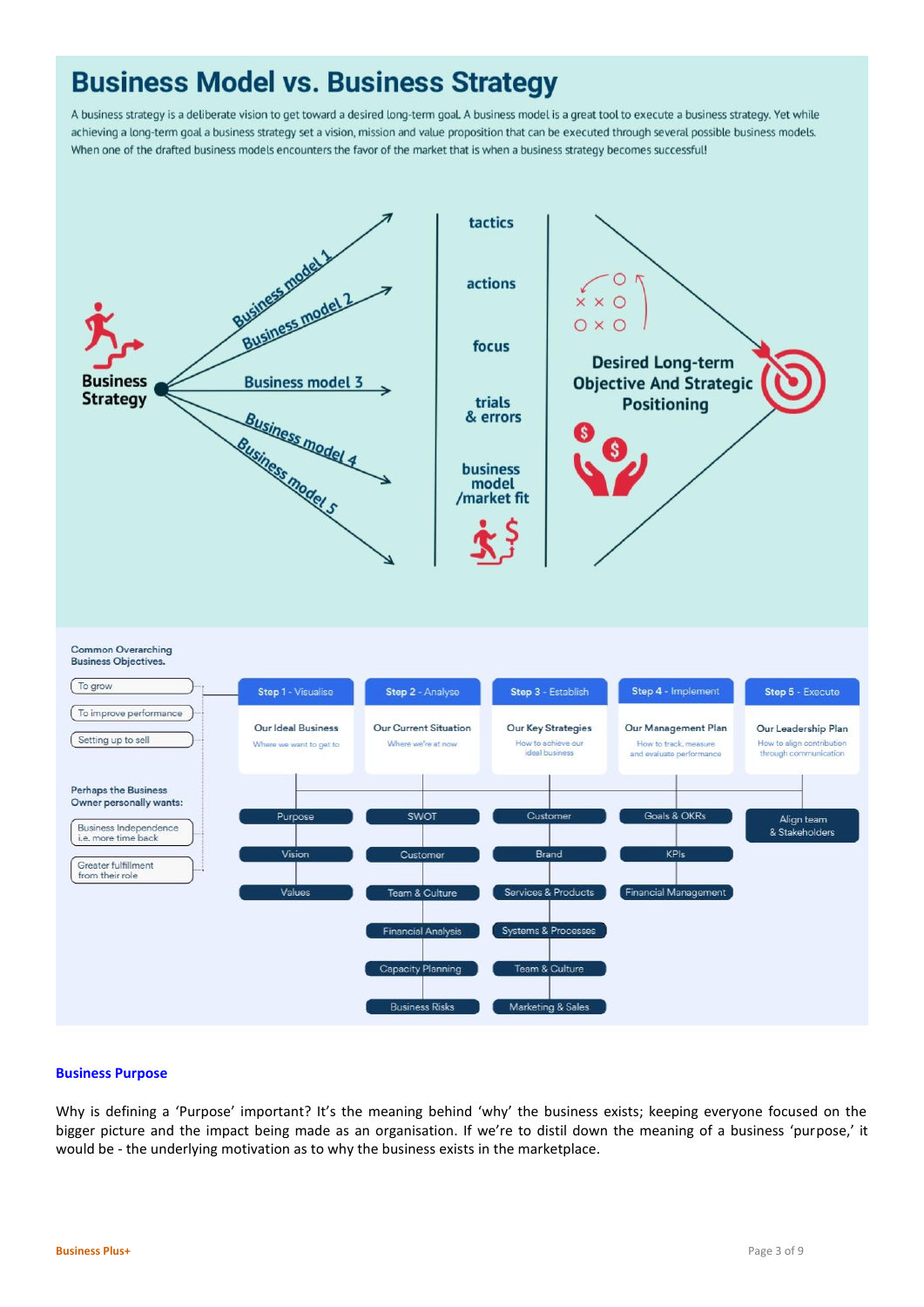# Business Model vs. Business Strategy

A business strategy is a deliberate vision to get toward a desired long-term goal. A business model is a great tool to execute a business strategy. Yet while achieving a long-term goal a business strategy set a vision, mission and value proposition that can be executed through several possible business models. When one of the drafted business models encounters the favor of the market that is when a business strategy becomes successful!

Business Strategy → Business model 1, Business model 2, Business model 3, Business model 4, Business model 5

tactics | actions | focus | trials & errors | business model /market fit

Desired Long-term Objective And Strategic Positioning

**Common Overarching Business Objectives.**

- To grow
- To improve performance
- Setting up to sell

**Perhaps the Business Owner personally wants:**

- Business Independence i.e. more time back
- Greater fulfillment from their role

| Step 1 - Visualise | Step 2 - Analyse | Step 3 - Establish | Step 4 - Implement | Step 5 - Execute |
|---|---|---|---|---|
| Our Ideal Business<br>Where we want to get to | Our Current Situation<br>Where we're at now | Our Key Strategies<br>How to achieve our ideal business | Our Management Plan<br>How to track, measure and evaluate performance | Our Leadership Plan<br>How to align contribution through communication |
| Purpose | SWOT | Customer | Goals & OKRs | Align team & Stakeholders |
| Vision | Customer | Brand | KPIs | |
| Values | Team & Culture | Services & Products | Financial Management | |
| | Financial Analysis | Systems & Processes | | |
| | Capacity Planning | Team & Culture | | |
| | Business Risks | Marketing & Sales | | |

## Business Purpose

Why is defining a 'Purpose' important? It's the meaning behind 'why' the business exists; keeping everyone focused on the bigger picture and the impact being made as an organisation. If we're to distil down the meaning of a business 'purpose,' it would be - the underlying motivation as to why the business exists in the marketplace.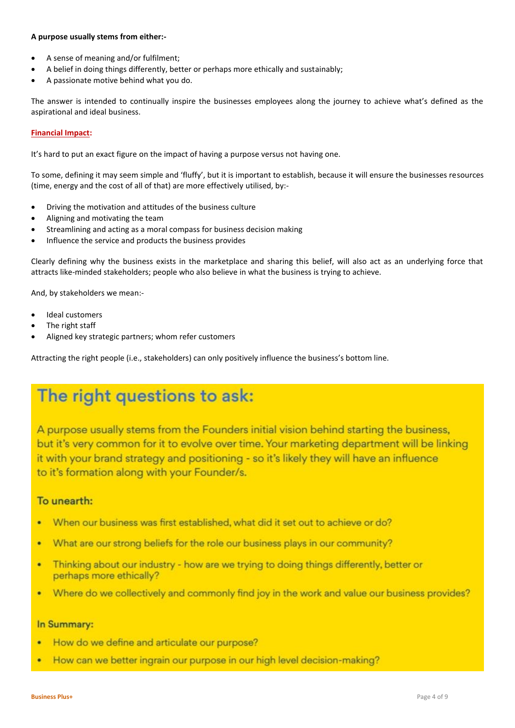**A purpose usually stems from either:-**

- A sense of meaning and/or fulfilment;
- A belief in doing things differently, better or perhaps more ethically and sustainably;
- A passionate motive behind what you do.

The answer is intended to continually inspire the businesses employees along the journey to achieve what's defined as the aspirational and ideal business.

**Financial Impact:**

It's hard to put an exact figure on the impact of having a purpose versus not having one.

To some, defining it may seem simple and 'fluffy', but it is important to establish, because it will ensure the businesses resources (time, energy and the cost of all of that) are more effectively utilised, by:-

- Driving the motivation and attitudes of the business culture
- Aligning and motivating the team
- Streamlining and acting as a moral compass for business decision making
- Influence the service and products the business provides

Clearly defining why the business exists in the marketplace and sharing this belief, will also act as an underlying force that attracts like-minded stakeholders; people who also believe in what the business is trying to achieve.

And, by stakeholders we mean:-

- Ideal customers
- The right staff
- Aligned key strategic partners; whom refer customers

Attracting the right people (i.e., stakeholders) can only positively influence the business's bottom line.

## The right questions to ask:

A purpose usually stems from the Founders initial vision behind starting the business, but it's very common for it to evolve over time. Your marketing department will be linking it with your brand strategy and positioning - so it's likely they will have an influence to it's formation along with your Founder/s.

### To unearth:

- When our business was first established, what did it set out to achieve or do?
- What are our strong beliefs for the role our business plays in our community?
- Thinking about our industry - how are we trying to doing things differently, better or perhaps more ethically?
- Where do we collectively and commonly find joy in the work and value our business provides?

### In Summary:

- How do we define and articulate our purpose?
- How can we better ingrain our purpose in our high level decision-making?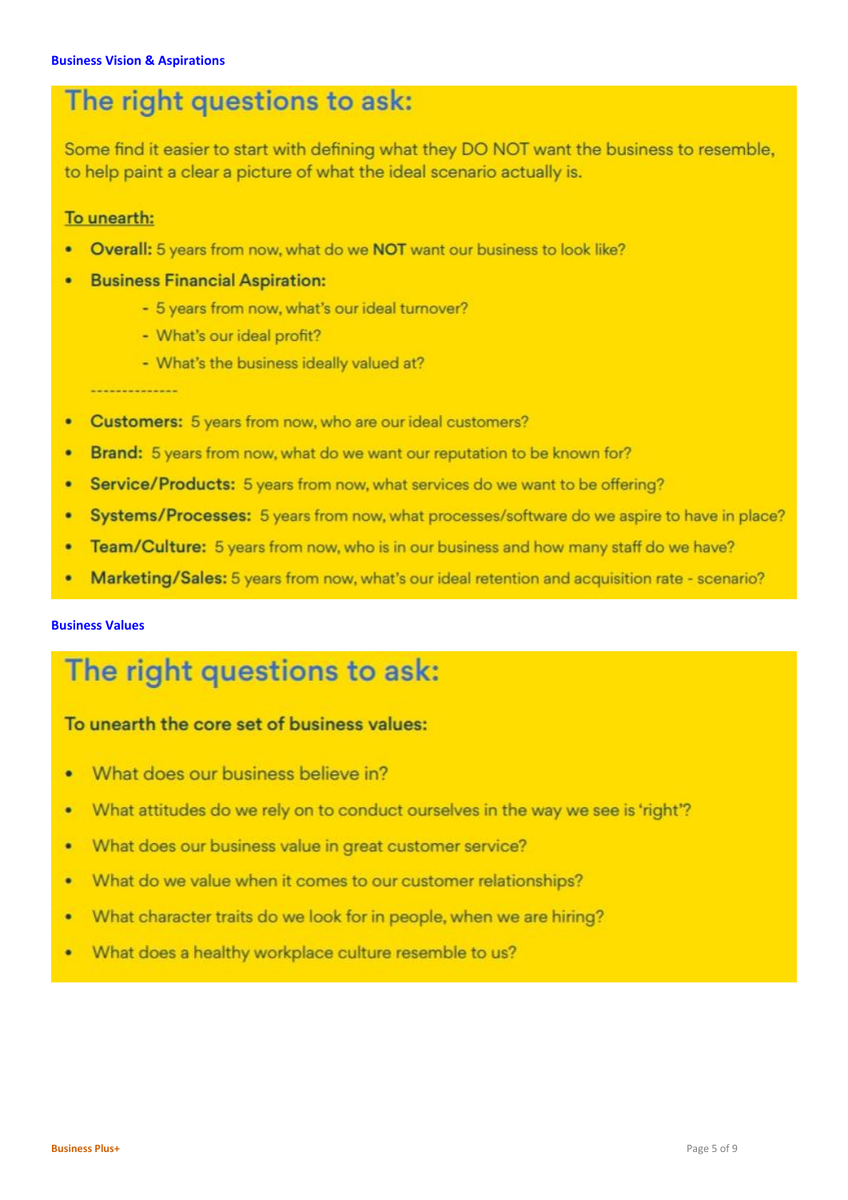**Business Vision & Aspirations**

## The right questions to ask:

Some find it easier to start with defining what they DO NOT want the business to resemble, to help paint a clear a picture of what the ideal scenario actually is.

To unearth:

- **Overall:** 5 years from now, what do we **NOT** want our business to look like?
- **Business Financial Aspiration:**
  - 5 years from now, what's our ideal turnover?
  - What's our ideal profit?
  - What's the business ideally valued at?

---------------

- **Customers:** 5 years from now, who are our ideal customers?
- **Brand:** 5 years from now, what do we want our reputation to be known for?
- **Service/Products:** 5 years from now, what services do we want to be offering?
- **Systems/Processes:** 5 years from now, what processes/software do we aspire to have in place?
- **Team/Culture:** 5 years from now, who is in our business and how many staff do we have?
- **Marketing/Sales:** 5 years from now, what's our ideal retention and acquisition rate - scenario?

**Business Values**

## The right questions to ask:

**To unearth the core set of business values:**

- What does our business believe in?
- What attitudes do we rely on to conduct ourselves in the way we see is 'right'?
- What does our business value in great customer service?
- What do we value when it comes to our customer relationships?
- What character traits do we look for in people, when we are hiring?
- What does a healthy workplace culture resemble to us?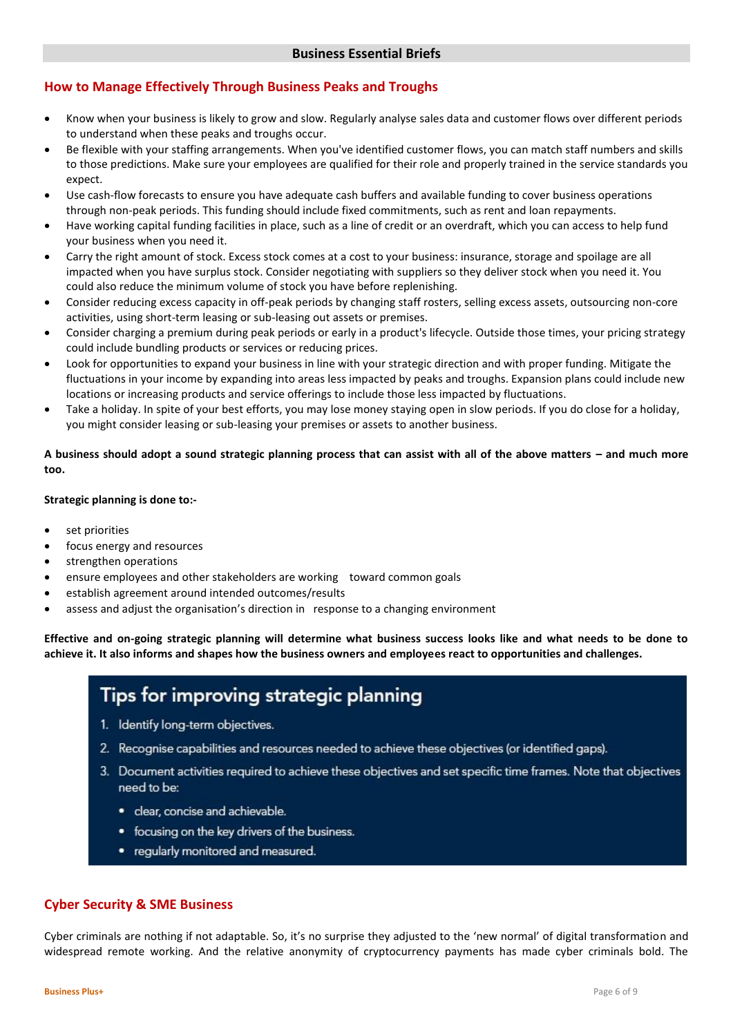## How to Manage Effectively Through Business Peaks and Troughs

- Know when your business is likely to grow and slow. Regularly analyse sales data and customer flows over different periods to understand when these peaks and troughs occur.
- Be flexible with your staffing arrangements. When you've identified customer flows, you can match staff numbers and skills to those predictions. Make sure your employees are qualified for their role and properly trained in the service standards you expect.
- Use cash-flow forecasts to ensure you have adequate cash buffers and available funding to cover business operations through non-peak periods. This funding should include fixed commitments, such as rent and loan repayments.
- Have working capital funding facilities in place, such as a line of credit or an overdraft, which you can access to help fund your business when you need it.
- Carry the right amount of stock. Excess stock comes at a cost to your business: insurance, storage and spoilage are all impacted when you have surplus stock. Consider negotiating with suppliers so they deliver stock when you need it. You could also reduce the minimum volume of stock you have before replenishing.
- Consider reducing excess capacity in off-peak periods by changing staff rosters, selling excess assets, outsourcing non-core activities, using short-term leasing or sub-leasing out assets or premises.
- Consider charging a premium during peak periods or early in a product's lifecycle. Outside those times, your pricing strategy could include bundling products or services or reducing prices.
- Look for opportunities to expand your business in line with your strategic direction and with proper funding. Mitigate the fluctuations in your income by expanding into areas less impacted by peaks and troughs. Expansion plans could include new locations or increasing products and service offerings to include those less impacted by fluctuations.
- Take a holiday. In spite of your best efforts, you may lose money staying open in slow periods. If you do close for a holiday, you might consider leasing or sub-leasing your premises or assets to another business.

**A business should adopt a sound strategic planning process that can assist with all of the above matters – and much more too.**

**Strategic planning is done to:-**

- set priorities
- focus energy and resources
- strengthen operations
- ensure employees and other stakeholders are working toward common goals
- establish agreement around intended outcomes/results
- assess and adjust the organisation's direction in response to a changing environment

**Effective and on-going strategic planning will determine what business success looks like and what needs to be done to achieve it. It also informs and shapes how the business owners and employees react to opportunities and challenges.**

### Tips for improving strategic planning

1. Identify long-term objectives.
2. Recognise capabilities and resources needed to achieve these objectives (or identified gaps).
3. Document activities required to achieve these objectives and set specific time frames. Note that objectives need to be:
   - clear, concise and achievable.
   - focusing on the key drivers of the business.
   - regularly monitored and measured.

## Cyber Security & SME Business

Cyber criminals are nothing if not adaptable. So, it's no surprise they adjusted to the 'new normal' of digital transformation and widespread remote working. And the relative anonymity of cryptocurrency payments has made cyber criminals bold. The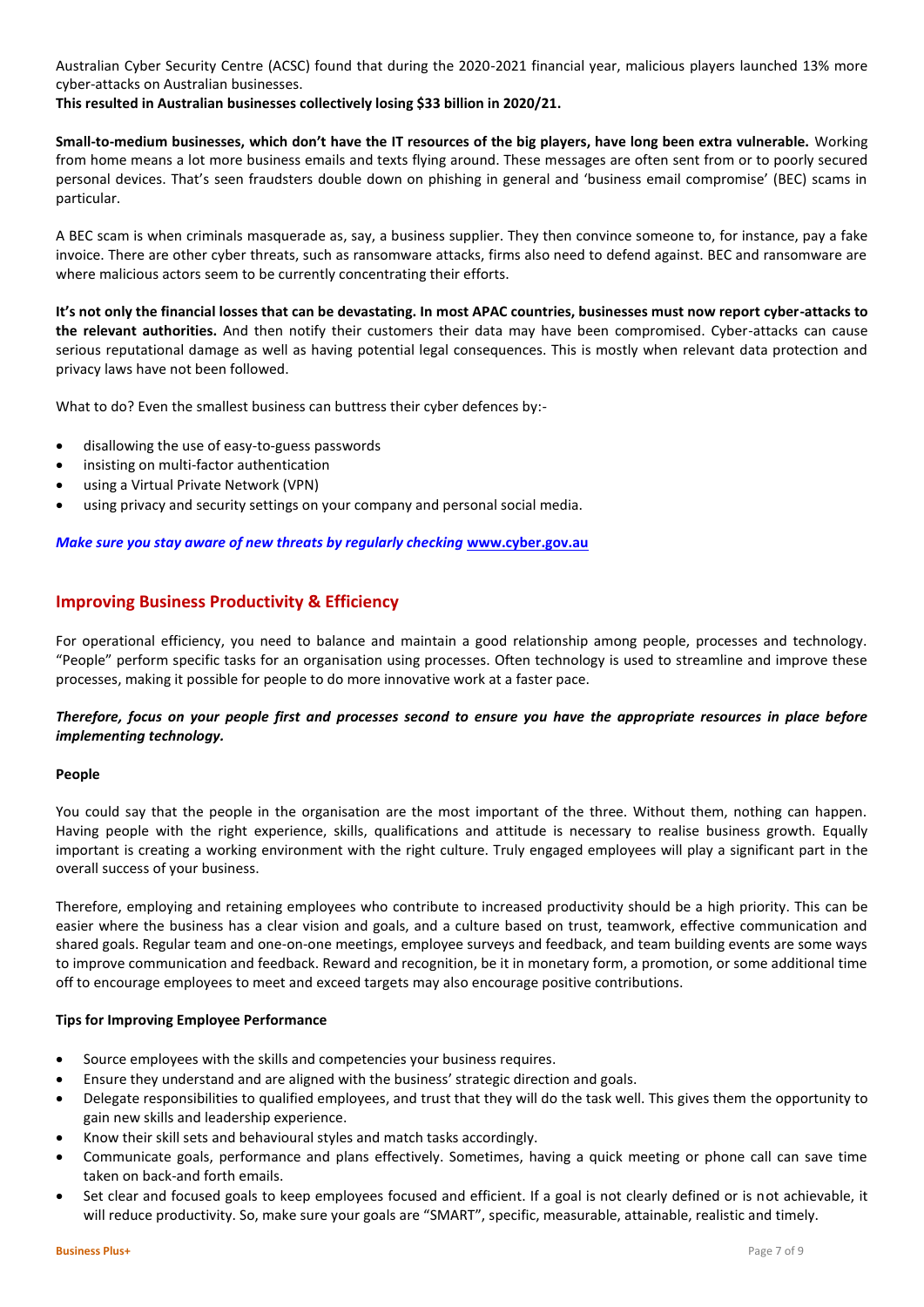Australian Cyber Security Centre (ACSC) found that during the 2020-2021 financial year, malicious players launched 13% more cyber-attacks on Australian businesses.
**This resulted in Australian businesses collectively losing $33 billion in 2020/21.**

**Small-to-medium businesses, which don't have the IT resources of the big players, have long been extra vulnerable.** Working from home means a lot more business emails and texts flying around. These messages are often sent from or to poorly secured personal devices. That's seen fraudsters double down on phishing in general and 'business email compromise' (BEC) scams in particular.

A BEC scam is when criminals masquerade as, say, a business supplier. They then convince someone to, for instance, pay a fake invoice. There are other cyber threats, such as ransomware attacks, firms also need to defend against. BEC and ransomware are where malicious actors seem to be currently concentrating their efforts.

**It's not only the financial losses that can be devastating. In most APAC countries, businesses must now report cyber-attacks to the relevant authorities.** And then notify their customers their data may have been compromised. Cyber-attacks can cause serious reputational damage as well as having potential legal consequences. This is mostly when relevant data protection and privacy laws have not been followed.

What to do? Even the smallest business can buttress their cyber defences by:-

- disallowing the use of easy-to-guess passwords
- insisting on multi-factor authentication
- using a Virtual Private Network (VPN)
- using privacy and security settings on your company and personal social media.

***Make sure you stay aware of new threats by regularly checking* [www.cyber.gov.au](http://www.cyber.gov.au)**

## Improving Business Productivity & Efficiency

For operational efficiency, you need to balance and maintain a good relationship among people, processes and technology. "People" perform specific tasks for an organisation using processes. Often technology is used to streamline and improve these processes, making it possible for people to do more innovative work at a faster pace.

***Therefore, focus on your people first and processes second to ensure you have the appropriate resources in place before implementing technology.***

**People**

You could say that the people in the organisation are the most important of the three. Without them, nothing can happen. Having people with the right experience, skills, qualifications and attitude is necessary to realise business growth. Equally important is creating a working environment with the right culture. Truly engaged employees will play a significant part in the overall success of your business.

Therefore, employing and retaining employees who contribute to increased productivity should be a high priority. This can be easier where the business has a clear vision and goals, and a culture based on trust, teamwork, effective communication and shared goals. Regular team and one-on-one meetings, employee surveys and feedback, and team building events are some ways to improve communication and feedback. Reward and recognition, be it in monetary form, a promotion, or some additional time off to encourage employees to meet and exceed targets may also encourage positive contributions.

**Tips for Improving Employee Performance**

- Source employees with the skills and competencies your business requires.
- Ensure they understand and are aligned with the business' strategic direction and goals.
- Delegate responsibilities to qualified employees, and trust that they will do the task well. This gives them the opportunity to gain new skills and leadership experience.
- Know their skill sets and behavioural styles and match tasks accordingly.
- Communicate goals, performance and plans effectively. Sometimes, having a quick meeting or phone call can save time taken on back-and forth emails.
- Set clear and focused goals to keep employees focused and efficient. If a goal is not clearly defined or is not achievable, it will reduce productivity. So, make sure your goals are "SMART", specific, measurable, attainable, realistic and timely.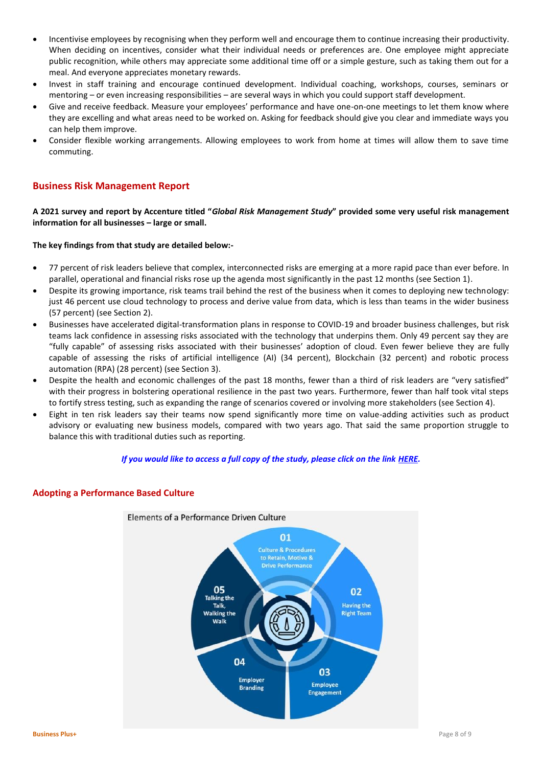- Incentivise employees by recognising when they perform well and encourage them to continue increasing their productivity. When deciding on incentives, consider what their individual needs or preferences are. One employee might appreciate public recognition, while others may appreciate some additional time off or a simple gesture, such as taking them out for a meal. And everyone appreciates monetary rewards.
- Invest in staff training and encourage continued development. Individual coaching, workshops, courses, seminars or mentoring – or even increasing responsibilities – are several ways in which you could support staff development.
- Give and receive feedback. Measure your employees' performance and have one-on-one meetings to let them know where they are excelling and what areas need to be worked on. Asking for feedback should give you clear and immediate ways you can help them improve.
- Consider flexible working arrangements. Allowing employees to work from home at times will allow them to save time commuting.

## Business Risk Management Report

**A 2021 survey and report by Accenture titled "*Global Risk Management Study*" provided some very useful risk management information for all businesses – large or small.**

**The key findings from that study are detailed below:-**

- 77 percent of risk leaders believe that complex, interconnected risks are emerging at a more rapid pace than ever before. In parallel, operational and financial risks rose up the agenda most significantly in the past 12 months (see Section 1).
- Despite its growing importance, risk teams trail behind the rest of the business when it comes to deploying new technology: just 46 percent use cloud technology to process and derive value from data, which is less than teams in the wider business (57 percent) (see Section 2).
- Businesses have accelerated digital-transformation plans in response to COVID-19 and broader business challenges, but risk teams lack confidence in assessing risks associated with the technology that underpins them. Only 49 percent say they are "fully capable" of assessing risks associated with their businesses' adoption of cloud. Even fewer believe they are fully capable of assessing the risks of artificial intelligence (AI) (34 percent), Blockchain (32 percent) and robotic process automation (RPA) (28 percent) (see Section 3).
- Despite the health and economic challenges of the past 18 months, fewer than a third of risk leaders are "very satisfied" with their progress in bolstering operational resilience in the past two years. Furthermore, fewer than half took vital steps to fortify stress testing, such as expanding the range of scenarios covered or involving more stakeholders (see Section 4).
- Eight in ten risk leaders say their teams now spend significantly more time on value-adding activities such as product advisory or evaluating new business models, compared with two years ago. That said the same proportion struggle to balance this with traditional duties such as reporting.

***If you would like to access a full copy of the study, please click on the link HERE.***

## Adopting a Performance Based Culture

Elements of a Performance Driven Culture

- 01 Culture & Procedures to Retain, Motive & Drive Performance
- 02 Having the Right Team
- 03 Employee Engagement
- 04 Employer Branding
- 05 Talking the Talk, Walking the Walk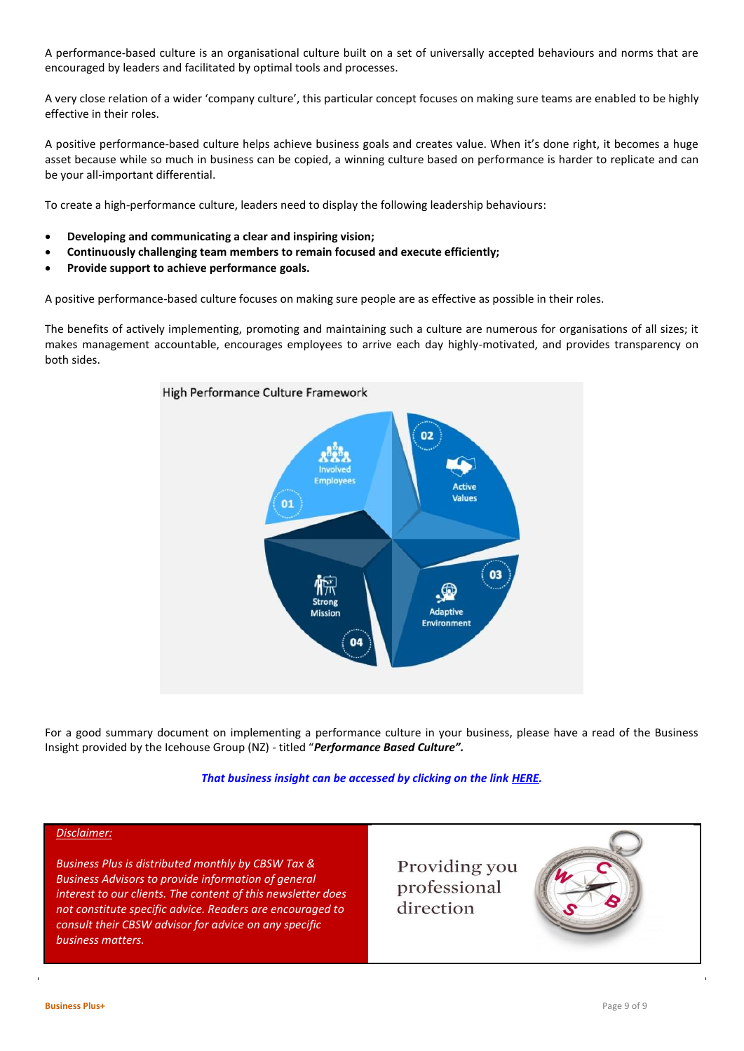A performance-based culture is an organisational culture built on a set of universally accepted behaviours and norms that are encouraged by leaders and facilitated by optimal tools and processes.

A very close relation of a wider 'company culture', this particular concept focuses on making sure teams are enabled to be highly effective in their roles.

A positive performance-based culture helps achieve business goals and creates value. When it's done right, it becomes a huge asset because while so much in business can be copied, a winning culture based on performance is harder to replicate and can be your all-important differential.

To create a high-performance culture, leaders need to display the following leadership behaviours:

- **Developing and communicating a clear and inspiring vision;**
- **Continuously challenging team members to remain focused and execute efficiently;**
- **Provide support to achieve performance goals.**

A positive performance-based culture focuses on making sure people are as effective as possible in their roles.

The benefits of actively implementing, promoting and maintaining such a culture are numerous for organisations of all sizes; it makes management accountable, encourages employees to arrive each day highly-motivated, and provides transparency on both sides.

High Performance Culture Framework

01 Involved Employees

02 Active Values

03 Adaptive Environment

04 Strong Mission

For a good summary document on implementing a performance culture in your business, please have a read of the Business Insight provided by the Icehouse Group (NZ) - titled "***Performance Based Culture".***

***That business insight can be accessed by clicking on the link HERE.***

*Disclaimer:*

*Business Plus is distributed monthly by CBSW Tax & Business Advisors to provide information of general interest to our clients. The content of this newsletter does not constitute specific advice. Readers are encouraged to consult their CBSW advisor for advice on any specific business matters.*

Providing you professional direction